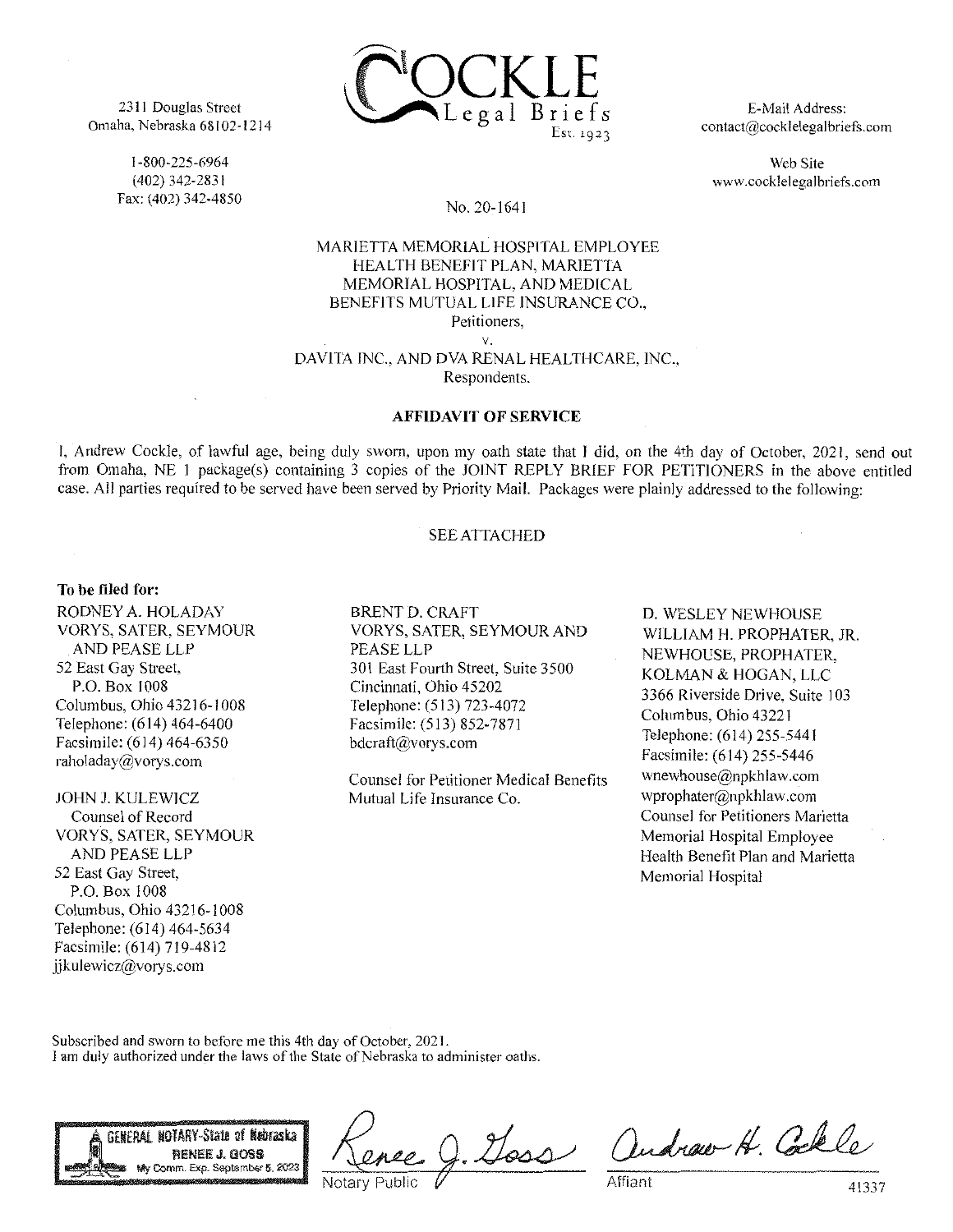2311 Douglas Street
Omaha, Nebraska 68102-1214

1-800-225-6964
(402) 342-2831
Fax: (402) 342-4850

**COCKLE**
Legal Briefs
Est. 1923

E-Mail Address:
contact@cocklelegalbriefs.com

Web Site
www.cocklelegalbriefs.com

No. 20-1641

MARIETTA MEMORIAL HOSPITAL EMPLOYEE HEALTH BENEFIT PLAN, MARIETTA MEMORIAL HOSPITAL, AND MEDICAL BENEFITS MUTUAL LIFE INSURANCE CO.,
Petitioners,

v.

DAVITA INC., AND DVA RENAL HEALTHCARE, INC.,
Respondents.

## AFFIDAVIT OF SERVICE

I, Andrew Cockle, of lawful age, being duly sworn, upon my oath state that I did, on the 4th day of October, 2021, send out from Omaha, NE 1 package(s) containing 3 copies of the JOINT REPLY BRIEF FOR PETITIONERS in the above entitled case. All parties required to be served have been served by Priority Mail. Packages were plainly addressed to the following:

SEE ATTACHED

**To be filed for:**

RODNEY A. HOLADAY
VORYS, SATER, SEYMOUR AND PEASE LLP
52 East Gay Street,
P.O. Box 1008
Columbus, Ohio 43216-1008
Telephone: (614) 464-6400
Facsimile: (614) 464-6350
raholaday@vorys.com

JOHN J. KULEWICZ
Counsel of Record
VORYS, SATER, SEYMOUR AND PEASE LLP
52 East Gay Street,
P.O. Box 1008
Columbus, Ohio 43216-1008
Telephone: (614) 464-5634
Facsimile: (614) 719-4812
jjkulewicz@vorys.com

BRENT D. CRAFT
VORYS, SATER, SEYMOUR AND PEASE LLP
301 East Fourth Street, Suite 3500
Cincinnati, Ohio 45202
Telephone: (513) 723-4072
Facsimile: (513) 852-7871
bdcraft@vorys.com

Counsel for Petitioner Medical Benefits Mutual Life Insurance Co.

D. WESLEY NEWHOUSE
WILLIAM H. PROPHATER, JR.
NEWHOUSE, PROPHATER, KOLMAN & HOGAN, LLC
3366 Riverside Drive, Suite 103
Columbus, Ohio 43221
Telephone: (614) 255-5441
Facsimile: (614) 255-5446
wnewhouse@npkhlaw.com
wprophater@npkhlaw.com
Counsel for Petitioners Marietta Memorial Hospital Employee Health Benefit Plan and Marietta Memorial Hospital

Subscribed and sworn to before me this 4th day of October, 2021.
I am duly authorized under the laws of the State of Nebraska to administer oaths.

GENERAL NOTARY-State of Nebraska
RENEE J. GOSS
My Comm. Exp. September 5, 2023

Renee J. Goss
Notary Public

Andrew H. Cockle
Affiant

41337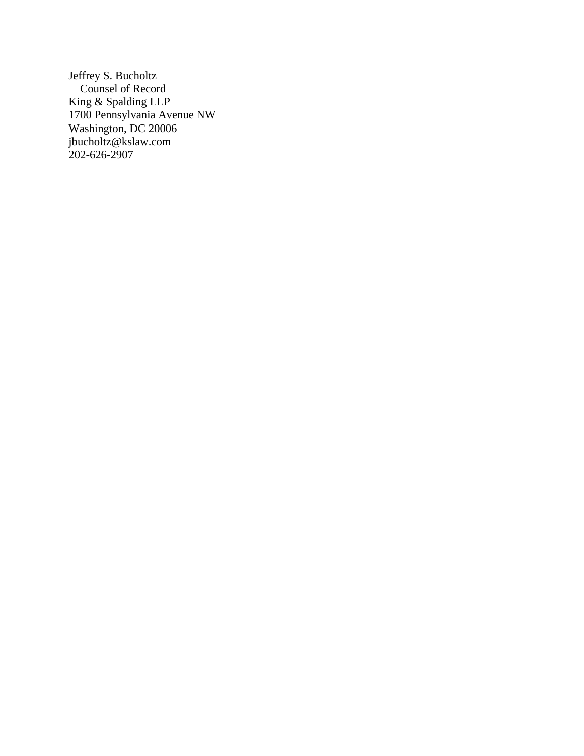Jeffrey S. Bucholtz
  Counsel of Record
King & Spalding LLP
1700 Pennsylvania Avenue NW
Washington, DC 20006
jbucholtz@kslaw.com
202-626-2907